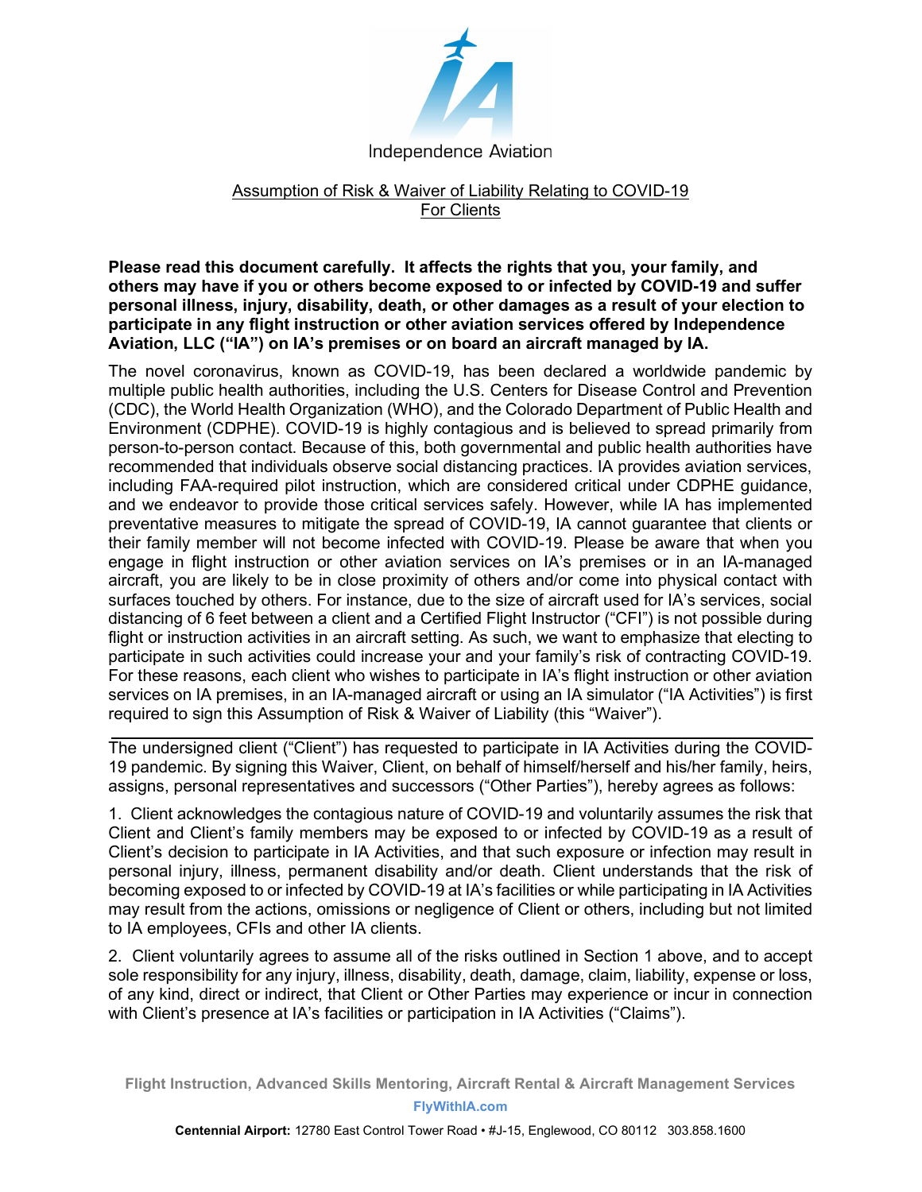Independence Aviation

## Assumption of Risk & Waiver of Liability Relating to COVID-19
## For Clients

**Please read this document carefully. It affects the rights that you, your family, and others may have if you or others become exposed to or infected by COVID-19 and suffer personal illness, injury, disability, death, or other damages as a result of your election to participate in any flight instruction or other aviation services offered by Independence Aviation, LLC ("IA") on IA's premises or on board an aircraft managed by IA.**

The novel coronavirus, known as COVID-19, has been declared a worldwide pandemic by multiple public health authorities, including the U.S. Centers for Disease Control and Prevention (CDC), the World Health Organization (WHO), and the Colorado Department of Public Health and Environment (CDPHE). COVID-19 is highly contagious and is believed to spread primarily from person-to-person contact. Because of this, both governmental and public health authorities have recommended that individuals observe social distancing practices. IA provides aviation services, including FAA-required pilot instruction, which are considered critical under CDPHE guidance, and we endeavor to provide those critical services safely. However, while IA has implemented preventative measures to mitigate the spread of COVID-19, IA cannot guarantee that clients or their family member will not become infected with COVID-19. Please be aware that when you engage in flight instruction or other aviation services on IA's premises or in an IA-managed aircraft, you are likely to be in close proximity of others and/or come into physical contact with surfaces touched by others. For instance, due to the size of aircraft used for IA's services, social distancing of 6 feet between a client and a Certified Flight Instructor ("CFI") is not possible during flight or instruction activities in an aircraft setting. As such, we want to emphasize that electing to participate in such activities could increase your and your family's risk of contracting COVID-19. For these reasons, each client who wishes to participate in IA's flight instruction or other aviation services on IA premises, in an IA-managed aircraft or using an IA simulator ("IA Activities") is first required to sign this Assumption of Risk & Waiver of Liability (this "Waiver").

---

The undersigned client ("Client") has requested to participate in IA Activities during the COVID-19 pandemic. By signing this Waiver, Client, on behalf of himself/herself and his/her family, heirs, assigns, personal representatives and successors ("Other Parties"), hereby agrees as follows:

1. Client acknowledges the contagious nature of COVID-19 and voluntarily assumes the risk that Client and Client's family members may be exposed to or infected by COVID-19 as a result of Client's decision to participate in IA Activities, and that such exposure or infection may result in personal injury, illness, permanent disability and/or death. Client understands that the risk of becoming exposed to or infected by COVID-19 at IA's facilities or while participating in IA Activities may result from the actions, omissions or negligence of Client or others, including but not limited to IA employees, CFIs and other IA clients.

2. Client voluntarily agrees to assume all of the risks outlined in Section 1 above, and to accept sole responsibility for any injury, illness, disability, death, damage, claim, liability, expense or loss, of any kind, direct or indirect, that Client or Other Parties may experience or incur in connection with Client's presence at IA's facilities or participation in IA Activities ("Claims").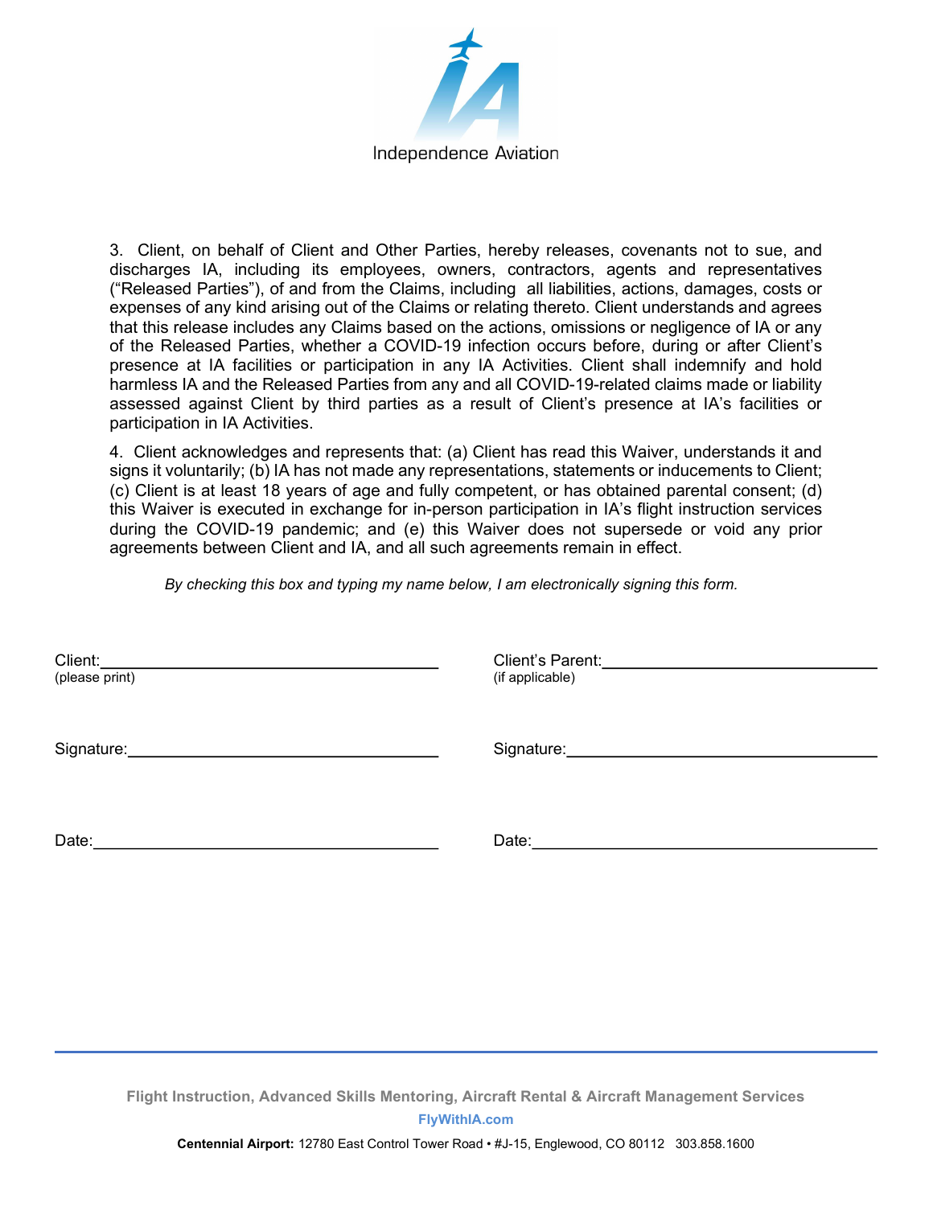Independence Aviation

3. Client, on behalf of Client and Other Parties, hereby releases, covenants not to sue, and discharges IA, including its employees, owners, contractors, agents and representatives ("Released Parties"), of and from the Claims, including all liabilities, actions, damages, costs or expenses of any kind arising out of the Claims or relating thereto. Client understands and agrees that this release includes any Claims based on the actions, omissions or negligence of IA or any of the Released Parties, whether a COVID-19 infection occurs before, during or after Client's presence at IA facilities or participation in any IA Activities. Client shall indemnify and hold harmless IA and the Released Parties from any and all COVID-19-related claims made or liability assessed against Client by third parties as a result of Client's presence at IA's facilities or participation in IA Activities.

4. Client acknowledges and represents that: (a) Client has read this Waiver, understands it and signs it voluntarily; (b) IA has not made any representations, statements or inducements to Client; (c) Client is at least 18 years of age and fully competent, or has obtained parental consent; (d) this Waiver is executed in exchange for in-person participation in IA's flight instruction services during the COVID-19 pandemic; and (e) this Waiver does not supersede or void any prior agreements between Client and IA, and all such agreements remain in effect.

*By checking this box and typing my name below, I am electronically signing this form.*

Client:______________________________
(please print)

Signature:______________________________

Date:______________________________

Client's Parent:______________________________
(if applicable)

Signature:______________________________

Date:______________________________

**Flight Instruction, Advanced Skills Mentoring, Aircraft Rental & Aircraft Management Services**

**FlyWithIA.com**

**Centennial Airport:** 12780 East Control Tower Road • #J-15, Englewood, CO 80112 303.858.1600